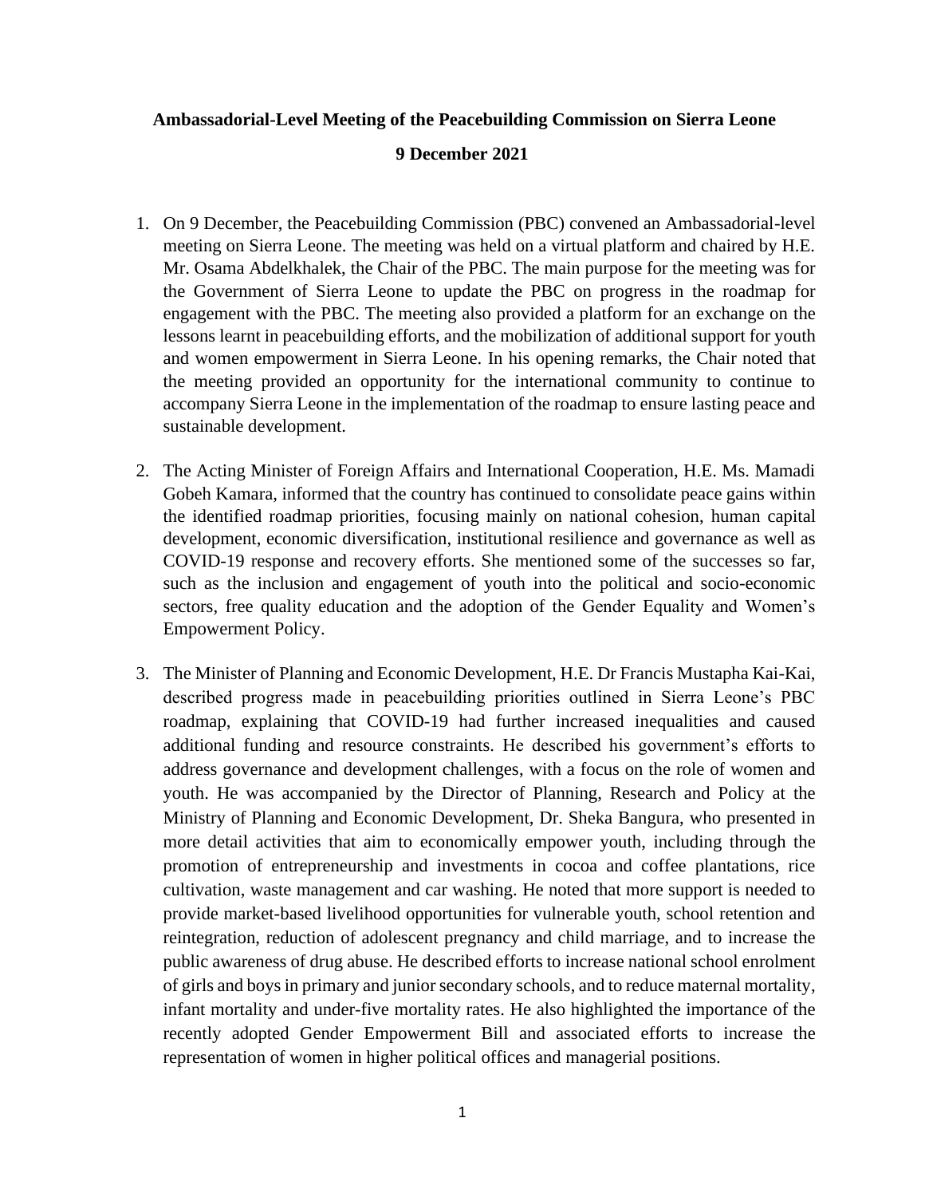**Ambassadorial-Level Meeting of the Peacebuilding Commission on Sierra Leone**

**9 December 2021**

1. On 9 December, the Peacebuilding Commission (PBC) convened an Ambassadorial-level meeting on Sierra Leone. The meeting was held on a virtual platform and chaired by H.E. Mr. Osama Abdelkhalek, the Chair of the PBC. The main purpose for the meeting was for the Government of Sierra Leone to update the PBC on progress in the roadmap for engagement with the PBC. The meeting also provided a platform for an exchange on the lessons learnt in peacebuilding efforts, and the mobilization of additional support for youth and women empowerment in Sierra Leone. In his opening remarks, the Chair noted that the meeting provided an opportunity for the international community to continue to accompany Sierra Leone in the implementation of the roadmap to ensure lasting peace and sustainable development.

2. The Acting Minister of Foreign Affairs and International Cooperation, H.E. Ms. Mamadi Gobeh Kamara, informed that the country has continued to consolidate peace gains within the identified roadmap priorities, focusing mainly on national cohesion, human capital development, economic diversification, institutional resilience and governance as well as COVID-19 response and recovery efforts. She mentioned some of the successes so far, such as the inclusion and engagement of youth into the political and socio-economic sectors, free quality education and the adoption of the Gender Equality and Women's Empowerment Policy.

3. The Minister of Planning and Economic Development, H.E. Dr Francis Mustapha Kai-Kai, described progress made in peacebuilding priorities outlined in Sierra Leone's PBC roadmap, explaining that COVID-19 had further increased inequalities and caused additional funding and resource constraints. He described his government's efforts to address governance and development challenges, with a focus on the role of women and youth. He was accompanied by the Director of Planning, Research and Policy at the Ministry of Planning and Economic Development, Dr. Sheka Bangura, who presented in more detail activities that aim to economically empower youth, including through the promotion of entrepreneurship and investments in cocoa and coffee plantations, rice cultivation, waste management and car washing. He noted that more support is needed to provide market-based livelihood opportunities for vulnerable youth, school retention and reintegration, reduction of adolescent pregnancy and child marriage, and to increase the public awareness of drug abuse. He described efforts to increase national school enrolment of girls and boys in primary and junior secondary schools, and to reduce maternal mortality, infant mortality and under-five mortality rates. He also highlighted the importance of the recently adopted Gender Empowerment Bill and associated efforts to increase the representation of women in higher political offices and managerial positions.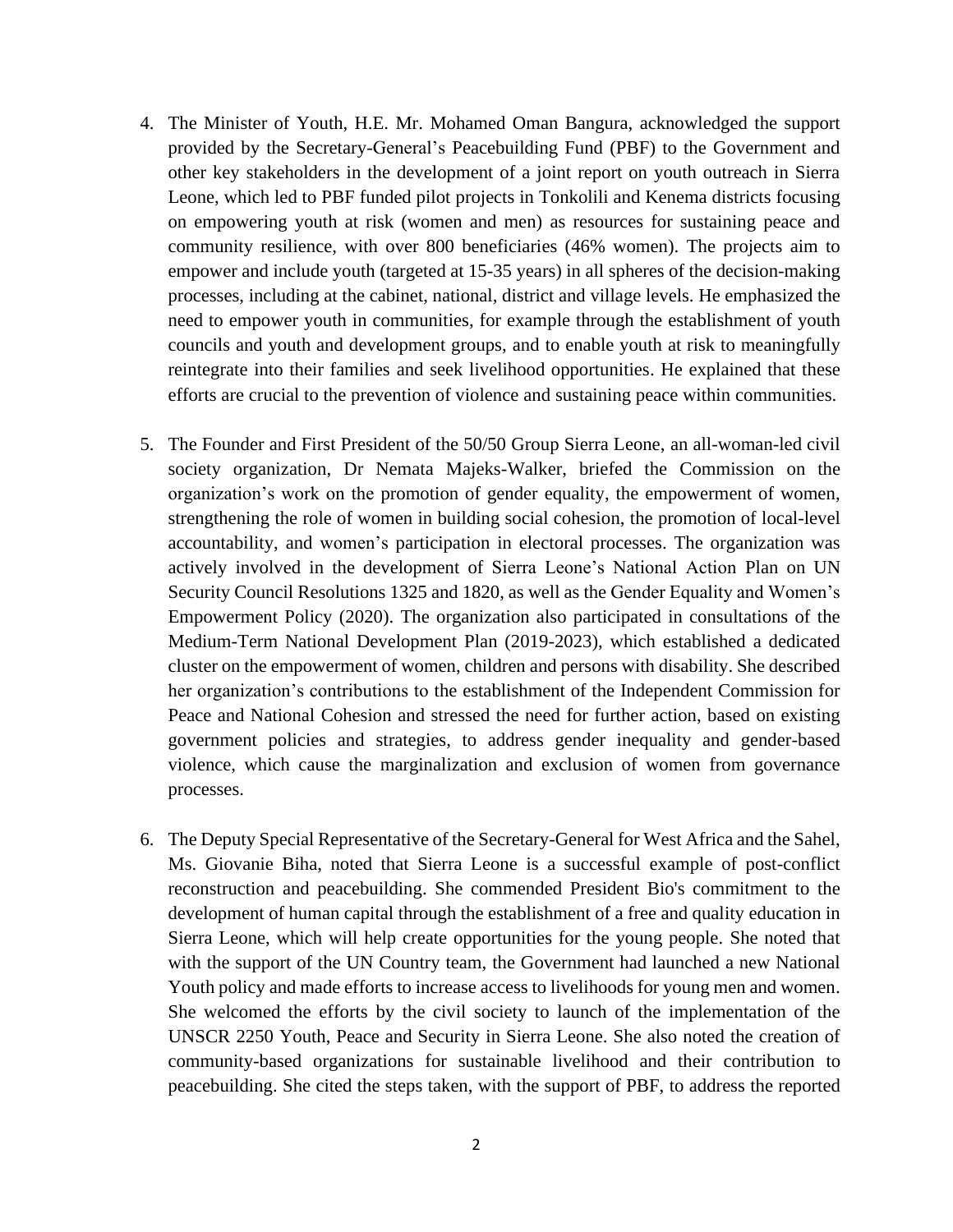4. The Minister of Youth, H.E. Mr. Mohamed Oman Bangura, acknowledged the support provided by the Secretary-General's Peacebuilding Fund (PBF) to the Government and other key stakeholders in the development of a joint report on youth outreach in Sierra Leone, which led to PBF funded pilot projects in Tonkolili and Kenema districts focusing on empowering youth at risk (women and men) as resources for sustaining peace and community resilience, with over 800 beneficiaries (46% women). The projects aim to empower and include youth (targeted at 15-35 years) in all spheres of the decision-making processes, including at the cabinet, national, district and village levels. He emphasized the need to empower youth in communities, for example through the establishment of youth councils and youth and development groups, and to enable youth at risk to meaningfully reintegrate into their families and seek livelihood opportunities. He explained that these efforts are crucial to the prevention of violence and sustaining peace within communities.

5. The Founder and First President of the 50/50 Group Sierra Leone, an all-woman-led civil society organization, Dr Nemata Majeks-Walker, briefed the Commission on the organization's work on the promotion of gender equality, the empowerment of women, strengthening the role of women in building social cohesion, the promotion of local-level accountability, and women's participation in electoral processes. The organization was actively involved in the development of Sierra Leone's National Action Plan on UN Security Council Resolutions 1325 and 1820, as well as the Gender Equality and Women's Empowerment Policy (2020). The organization also participated in consultations of the Medium-Term National Development Plan (2019-2023), which established a dedicated cluster on the empowerment of women, children and persons with disability. She described her organization's contributions to the establishment of the Independent Commission for Peace and National Cohesion and stressed the need for further action, based on existing government policies and strategies, to address gender inequality and gender-based violence, which cause the marginalization and exclusion of women from governance processes.

6. The Deputy Special Representative of the Secretary-General for West Africa and the Sahel, Ms. Giovanie Biha, noted that Sierra Leone is a successful example of post-conflict reconstruction and peacebuilding. She commended President Bio's commitment to the development of human capital through the establishment of a free and quality education in Sierra Leone, which will help create opportunities for the young people. She noted that with the support of the UN Country team, the Government had launched a new National Youth policy and made efforts to increase access to livelihoods for young men and women. She welcomed the efforts by the civil society to launch of the implementation of the UNSCR 2250 Youth, Peace and Security in Sierra Leone. She also noted the creation of community-based organizations for sustainable livelihood and their contribution to peacebuilding. She cited the steps taken, with the support of PBF, to address the reported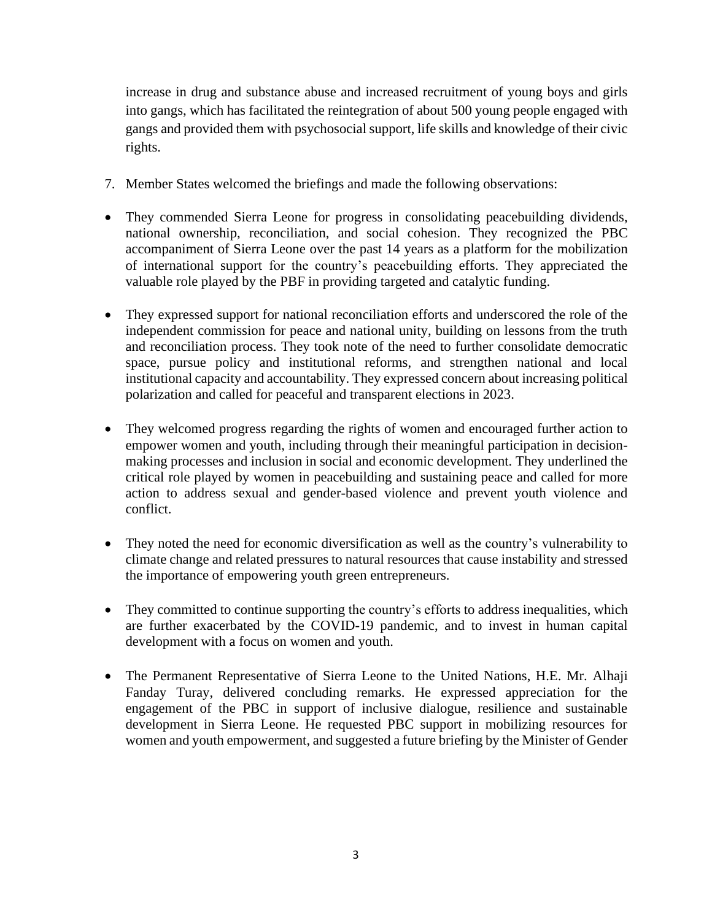increase in drug and substance abuse and increased recruitment of young boys and girls into gangs, which has facilitated the reintegration of about 500 young people engaged with gangs and provided them with psychosocial support, life skills and knowledge of their civic rights.

7. Member States welcomed the briefings and made the following observations:

- They commended Sierra Leone for progress in consolidating peacebuilding dividends, national ownership, reconciliation, and social cohesion. They recognized the PBC accompaniment of Sierra Leone over the past 14 years as a platform for the mobilization of international support for the country's peacebuilding efforts. They appreciated the valuable role played by the PBF in providing targeted and catalytic funding.

- They expressed support for national reconciliation efforts and underscored the role of the independent commission for peace and national unity, building on lessons from the truth and reconciliation process. They took note of the need to further consolidate democratic space, pursue policy and institutional reforms, and strengthen national and local institutional capacity and accountability. They expressed concern about increasing political polarization and called for peaceful and transparent elections in 2023.

- They welcomed progress regarding the rights of women and encouraged further action to empower women and youth, including through their meaningful participation in decision-making processes and inclusion in social and economic development. They underlined the critical role played by women in peacebuilding and sustaining peace and called for more action to address sexual and gender-based violence and prevent youth violence and conflict.

- They noted the need for economic diversification as well as the country's vulnerability to climate change and related pressures to natural resources that cause instability and stressed the importance of empowering youth green entrepreneurs.

- They committed to continue supporting the country's efforts to address inequalities, which are further exacerbated by the COVID-19 pandemic, and to invest in human capital development with a focus on women and youth.

- The Permanent Representative of Sierra Leone to the United Nations, H.E. Mr. Alhaji Fanday Turay, delivered concluding remarks. He expressed appreciation for the engagement of the PBC in support of inclusive dialogue, resilience and sustainable development in Sierra Leone. He requested PBC support in mobilizing resources for women and youth empowerment, and suggested a future briefing by the Minister of Gender